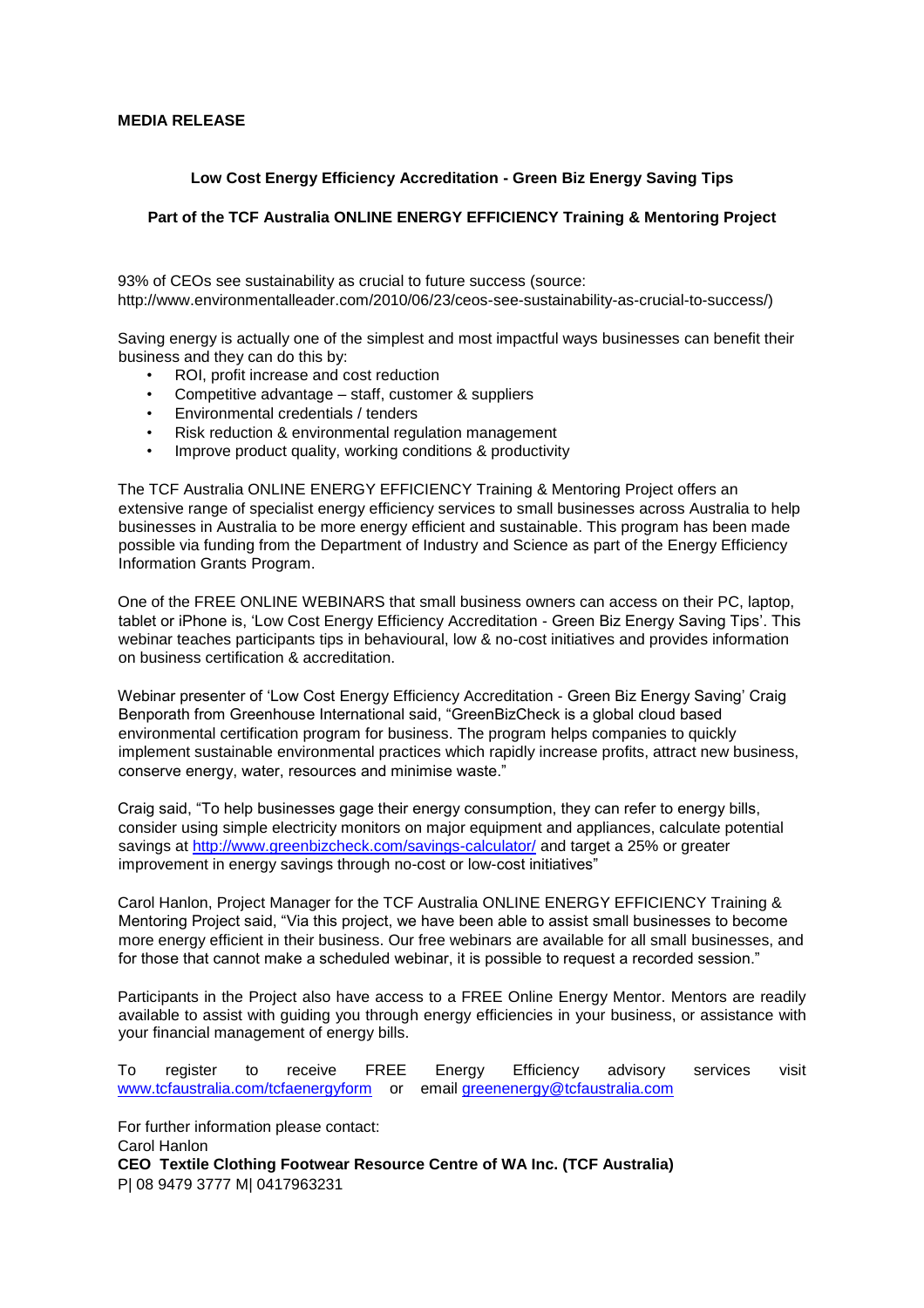**MEDIA RELEASE**

**Low Cost Energy Efficiency Accreditation - Green Biz Energy Saving Tips**

**Part of the TCF Australia ONLINE ENERGY EFFICIENCY Training & Mentoring Project**

93% of CEOs see sustainability as crucial to future success (source: http://www.environmentalleader.com/2010/06/23/ceos-see-sustainability-as-crucial-to-success/)

Saving energy is actually one of the simplest and most impactful ways businesses can benefit their business and they can do this by:

- ROI, profit increase and cost reduction
- Competitive advantage – staff, customer & suppliers
- Environmental credentials / tenders
- Risk reduction & environmental regulation management
- Improve product quality, working conditions & productivity

The TCF Australia ONLINE ENERGY EFFICIENCY Training & Mentoring Project offers an extensive range of specialist energy efficiency services to small businesses across Australia to help businesses in Australia to be more energy efficient and sustainable. This program has been made possible via funding from the Department of Industry and Science as part of the Energy Efficiency Information Grants Program.

One of the FREE ONLINE WEBINARS that small business owners can access on their PC, laptop, tablet or iPhone is, 'Low Cost Energy Efficiency Accreditation - Green Biz Energy Saving Tips'. This webinar teaches participants tips in behavioural, low & no-cost initiatives and provides information on business certification & accreditation.

Webinar presenter of 'Low Cost Energy Efficiency Accreditation - Green Biz Energy Saving' Craig Benporath from Greenhouse International said, "GreenBizCheck is a global cloud based environmental certification program for business. The program helps companies to quickly implement sustainable environmental practices which rapidly increase profits, attract new business, conserve energy, water, resources and minimise waste."

Craig said, "To help businesses gage their energy consumption, they can refer to energy bills, consider using simple electricity monitors on major equipment and appliances, calculate potential savings at http://www.greenbizcheck.com/savings-calculator/ and target a 25% or greater improvement in energy savings through no-cost or low-cost initiatives"

Carol Hanlon, Project Manager for the TCF Australia ONLINE ENERGY EFFICIENCY Training & Mentoring Project said, "Via this project, we have been able to assist small businesses to become more energy efficient in their business. Our free webinars are available for all small businesses, and for those that cannot make a scheduled webinar, it is possible to request a recorded session."

Participants in the Project also have access to a FREE Online Energy Mentor. Mentors are readily available to assist with guiding you through energy efficiencies in your business, or assistance with your financial management of energy bills.

To register to receive FREE Energy Efficiency advisory services visit www.tcfaustralia.com/tcfaenergyform or email greenenergy@tcfaustralia.com

For further information please contact:
Carol Hanlon
**CEO Textile Clothing Footwear Resource Centre of WA Inc. (TCF Australia)**
P| 08 9479 3777 M| 0417963231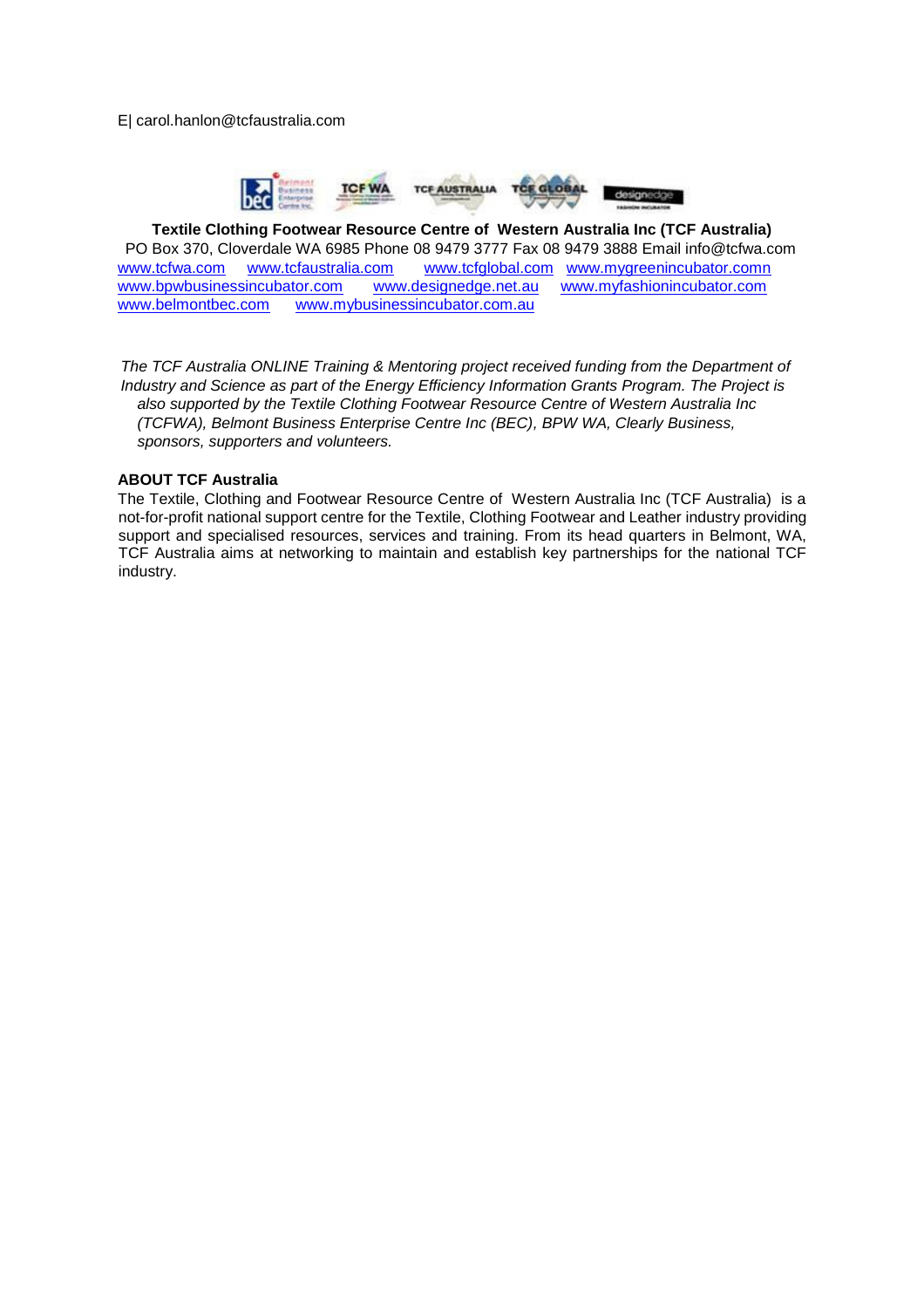E| carol.hanlon@tcfaustralia.com

**Textile Clothing Footwear Resource Centre of Western Australia Inc (TCF Australia)**
PO Box 370, Cloverdale WA 6985 Phone 08 9479 3777 Fax 08 9479 3888 Email info@tcfwa.com
www.tcfwa.com www.tcfaustralia.com www.tcfglobal.com www.mygreenincubator.comn
www.bpwbusinessincubator.com www.designedge.net.au www.myfashionincubator.com
www.belmontbec.com www.mybusinessincubator.com.au

*The TCF Australia ONLINE Training & Mentoring project received funding from the Department of Industry and Science as part of the Energy Efficiency Information Grants Program. The Project is also supported by the Textile Clothing Footwear Resource Centre of Western Australia Inc (TCFWA), Belmont Business Enterprise Centre Inc (BEC), BPW WA, Clearly Business, sponsors, supporters and volunteers.*

**ABOUT TCF Australia**

The Textile, Clothing and Footwear Resource Centre of Western Australia Inc (TCF Australia) is a not-for-profit national support centre for the Textile, Clothing Footwear and Leather industry providing support and specialised resources, services and training. From its head quarters in Belmont, WA, TCF Australia aims at networking to maintain and establish key partnerships for the national TCF industry.